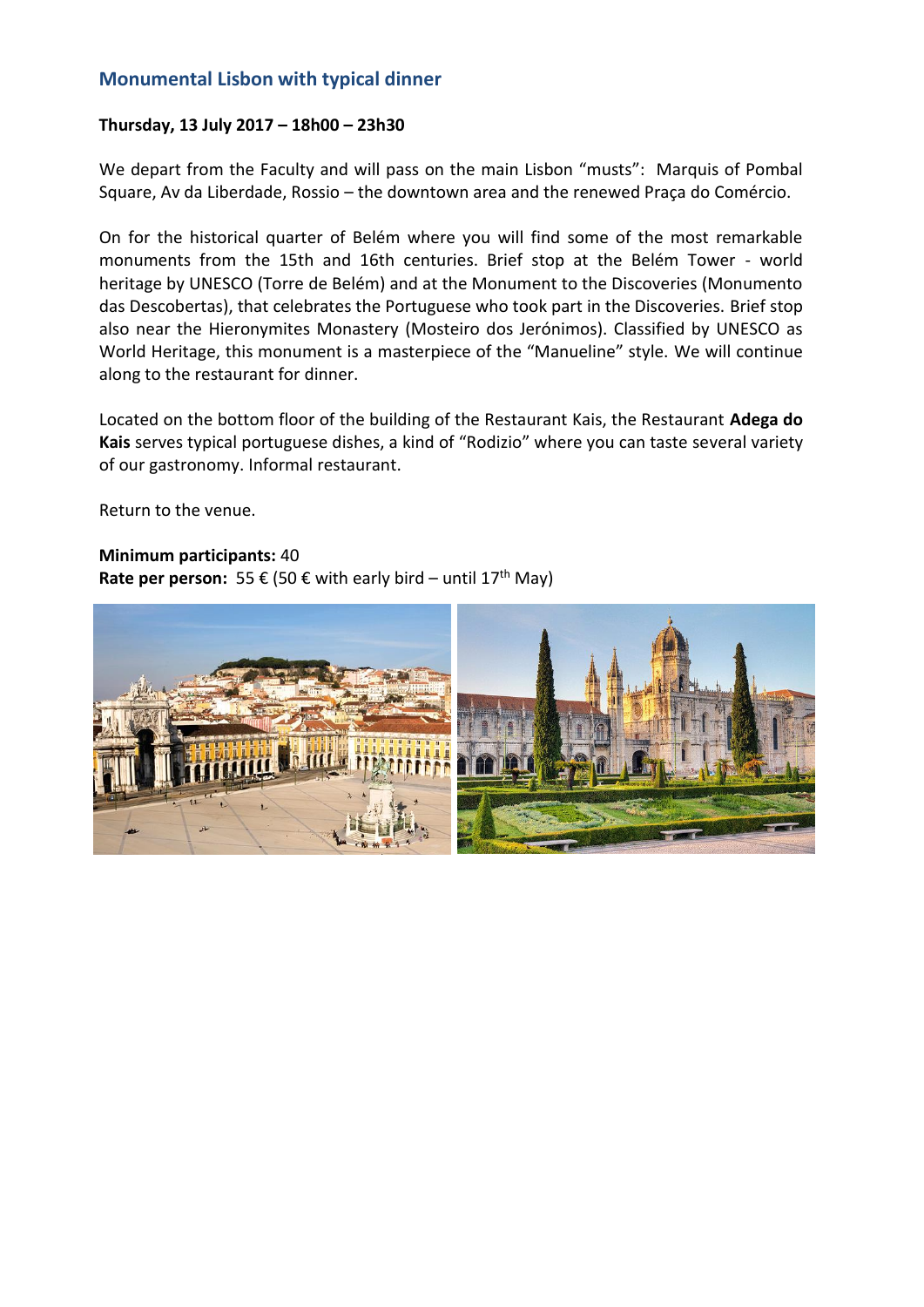## Monumental Lisbon with typical dinner

**Thursday, 13 July 2017 – 18h00 – 23h30**

We depart from the Faculty and will pass on the main Lisbon "musts": Marquis of Pombal Square, Av da Liberdade, Rossio – the downtown area and the renewed Praça do Comércio.

On for the historical quarter of Belém where you will find some of the most remarkable monuments from the 15th and 16th centuries. Brief stop at the Belém Tower - world heritage by UNESCO (Torre de Belém) and at the Monument to the Discoveries (Monumento das Descobertas), that celebrates the Portuguese who took part in the Discoveries. Brief stop also near the Hieronymites Monastery (Mosteiro dos Jerónimos). Classified by UNESCO as World Heritage, this monument is a masterpiece of the "Manueline" style. We will continue along to the restaurant for dinner.

Located on the bottom floor of the building of the Restaurant Kais, the Restaurant **Adega do Kais** serves typical portuguese dishes, a kind of "Rodizio" where you can taste several variety of our gastronomy. Informal restaurant.

Return to the venue.

**Minimum participants:** 40
**Rate per person:** 55 € (50 € with early bird – until 17th May)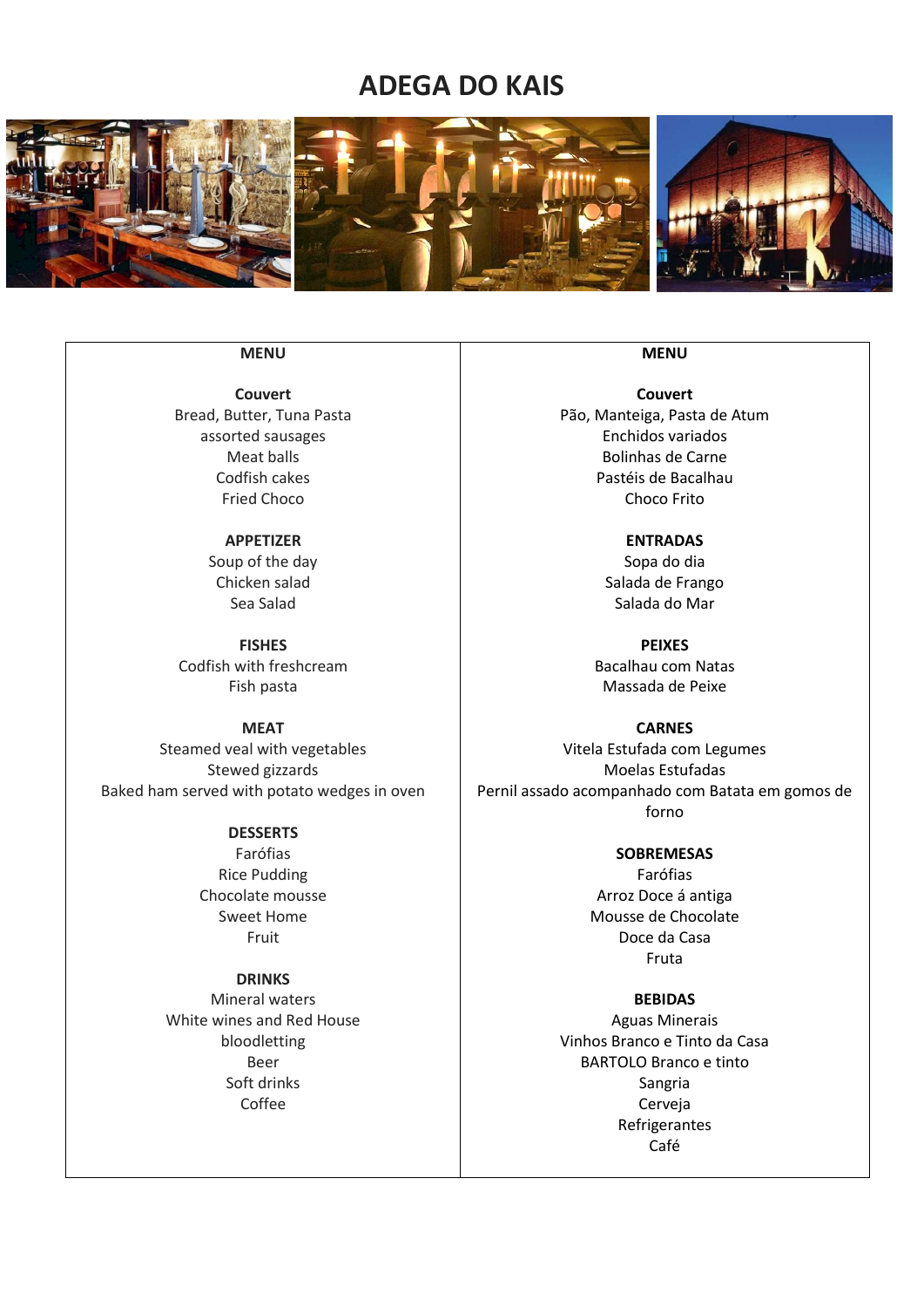# ADEGA DO KAIS

| MENU | MENU |
|---|---|
| **Couvert**<br>Bread, Butter, Tuna Pasta<br>assorted sausages<br>Meat balls<br>Codfish cakes<br>Fried Choco | **Couvert**<br>Pão, Manteiga, Pasta de Atum<br>Enchidos variados<br>Bolinhas de Carne<br>Pastéis de Bacalhau<br>Choco Frito |
| **APPETIZER**<br>Soup of the day<br>Chicken salad<br>Sea Salad | **ENTRADAS**<br>Sopa do dia<br>Salada de Frango<br>Salada do Mar |
| **FISHES**<br>Codfish with freshcream<br>Fish pasta | **PEIXES**<br>Bacalhau com Natas<br>Massada de Peixe |
| **MEAT**<br>Steamed veal with vegetables<br>Stewed gizzards<br>Baked ham served with potato wedges in oven | **CARNES**<br>Vitela Estufada com Legumes<br>Moelas Estufadas<br>Pernil assado acompanhado com Batata em gomos de forno |
| **DESSERTS**<br>Farófias<br>Rice Pudding<br>Chocolate mousse<br>Sweet Home<br>Fruit | **SOBREMESAS**<br>Farófias<br>Arroz Doce á antiga<br>Mousse de Chocolate<br>Doce da Casa<br>Fruta |
| **DRINKS**<br>Mineral waters<br>White wines and Red House<br>bloodletting<br>Beer<br>Soft drinks<br>Coffee | **BEBIDAS**<br>Aguas Minerais<br>Vinhos Branco e Tinto da Casa<br>BARTOLO Branco e tinto<br>Sangria<br>Cerveja<br>Refrigerantes<br>Café |